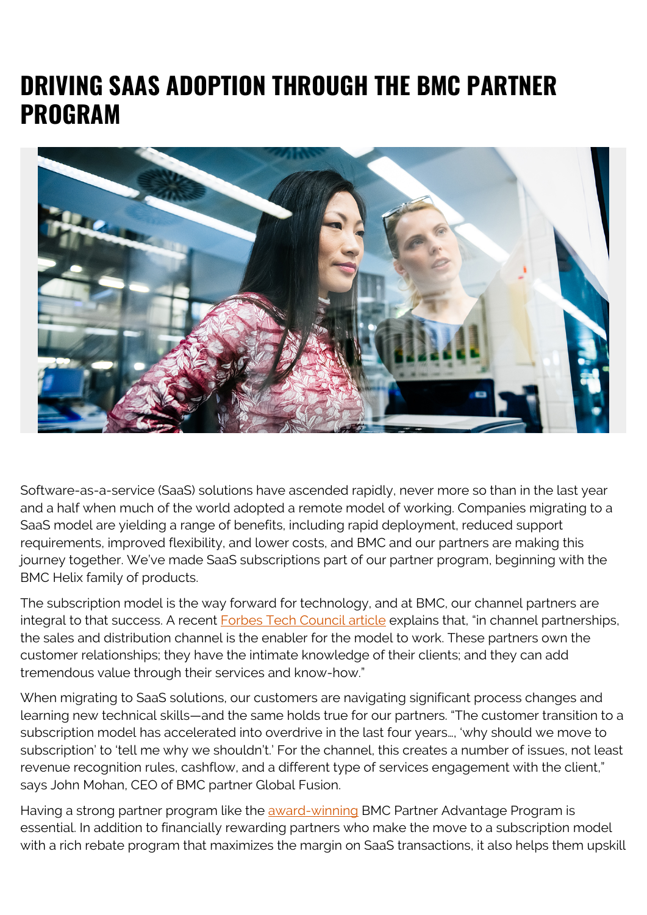# DRIVING SAAS ADOPTION THROUGH THE BMC PARTNER PROGRAM

Software-as-a-service (SaaS) solutions have ascended rapidly, never more so than in the last year and a half when much of the world adopted a remote model of working. Companies migrating to a SaaS model are yielding a range of benefits, including rapid deployment, reduced support requirements, improved flexibility, and lower costs, and BMC and our partners are making this journey together. We've made SaaS subscriptions part of our partner program, beginning with the BMC Helix family of products.

The subscription model is the way forward for technology, and at BMC, our channel partners are integral to that success. A recent Forbes Tech Council article explains that, "in channel partnerships, the sales and distribution channel is the enabler for the model to work. These partners own the customer relationships; they have the intimate knowledge of their clients; and they can add tremendous value through their services and know-how."

When migrating to SaaS solutions, our customers are navigating significant process changes and learning new technical skills—and the same holds true for our partners. "The customer transition to a subscription model has accelerated into overdrive in the last four years…, 'why should we move to subscription' to 'tell me why we shouldn't.' For the channel, this creates a number of issues, not least revenue recognition rules, cashflow, and a different type of services engagement with the client," says John Mohan, CEO of BMC partner Global Fusion.

Having a strong partner program like the award-winning BMC Partner Advantage Program is essential. In addition to financially rewarding partners who make the move to a subscription model with a rich rebate program that maximizes the margin on SaaS transactions, it also helps them upskill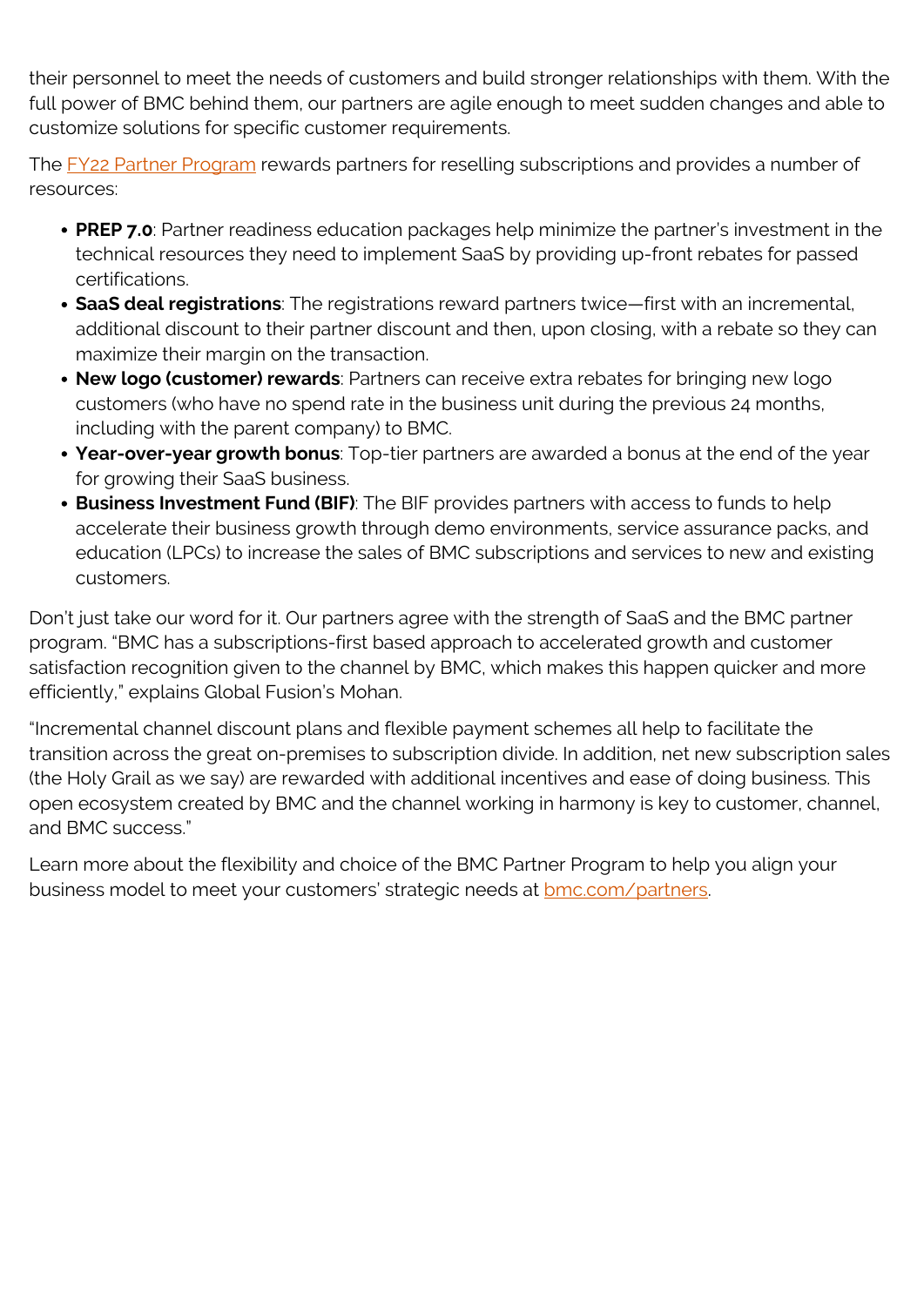their personnel to meet the needs of customers and build stronger relationships with them. With the full power of BMC behind them, our partners are agile enough to meet sudden changes and able to customize solutions for specific customer requirements.

The [FY22 Partner Program] rewards partners for reselling subscriptions and provides a number of resources:

- **PREP 7.0**: Partner readiness education packages help minimize the partner's investment in the technical resources they need to implement SaaS by providing up-front rebates for passed certifications.
- **SaaS deal registrations**: The registrations reward partners twice—first with an incremental, additional discount to their partner discount and then, upon closing, with a rebate so they can maximize their margin on the transaction.
- **New logo (customer) rewards**: Partners can receive extra rebates for bringing new logo customers (who have no spend rate in the business unit during the previous 24 months, including with the parent company) to BMC.
- **Year-over-year growth bonus**: Top-tier partners are awarded a bonus at the end of the year for growing their SaaS business.
- **Business Investment Fund (BIF)**: The BIF provides partners with access to funds to help accelerate their business growth through demo environments, service assurance packs, and education (LPCs) to increase the sales of BMC subscriptions and services to new and existing customers.

Don't just take our word for it. Our partners agree with the strength of SaaS and the BMC partner program. "BMC has a subscriptions-first based approach to accelerated growth and customer satisfaction recognition given to the channel by BMC, which makes this happen quicker and more efficiently," explains Global Fusion's Mohan.

"Incremental channel discount plans and flexible payment schemes all help to facilitate the transition across the great on-premises to subscription divide. In addition, net new subscription sales (the Holy Grail as we say) are rewarded with additional incentives and ease of doing business. This open ecosystem created by BMC and the channel working in harmony is key to customer, channel, and BMC success."

Learn more about the flexibility and choice of the BMC Partner Program to help you align your business model to meet your customers' strategic needs at bmc.com/partners.